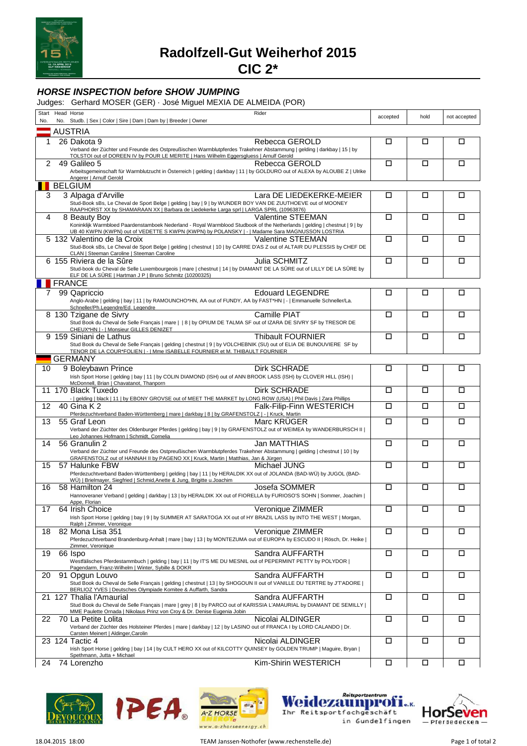# Radolfzell-Gut Weiherhof 2015

## CIC 2*

### *HORSE INSPECTION before SHOW JUMPING*

Judges: Gerhard MOSER (GER) · José Miguel MEXIA DE ALMEIDA (POR)

| Start No. | Head No. | Horse<br>Studb. \| Sex \| Color \| Sire \| Dam \| Dam by \| Breeder \| Owner | Rider | accepted | hold | not accepted |
|---|---|---|---|---|---|---|
| **AUSTRIA** | | | | | | |
| 1 | 26 | Dakota 9<br>Verband der Züchter und Freunde des Ostpreußischen Warmblutpferdes Trakehner Abstammung \| gelding \| darkbay \| 15 \| by TOLSTOI out of DOREEN IV by POUR LE MERITE \| Hans Wilhelm Eggersgluess \| Arnulf Gerold | Rebecca GEROLD | ☐ | ☐ | ☐ |
| 2 | 49 | Galileo 5<br>Arbeitsgemeinschaft für Warmblutzucht in Österreich \| gelding \| darkbay \| 11 \| by GOLDURO out of ALEXA by ALOUBE Z \| Ulrike Angerer \| Arnulf Gerold | Rebecca GEROLD | ☐ | ☐ | ☐ |
| **BELGIUM** | | | | | | |
| 3 | 3 | Alpaga d'Arville<br>Stud-Book sBs, Le Cheval de Sport Belge \| gelding \| bay \| 9 \| by WUNDER BOY VAN DE ZUUTHOEVE out of MOONEY RAAPHORST XX by SHAMARAAN XX \| Barbara de Liedekerke Larga sprl \| LARGA SPRL (10963876) | Lara DE LIEDEKERKE-MEIER | ☐ | ☐ | ☐ |
| 4 | 8 | Beauty Boy<br>Koninklijk Warmbloed Paardenstamboek Nederland - Royal Warmblood Studbook of the Netherlands \| gelding \| chestnut \| 9 \| by UB 40 KWPN (KWPN) out of VEDETTE S KWPN (KWPN) by POLANSKY \| - \| Madame Sara MAGNUSSON LOSTRIA | Valentine STEEMAN | ☐ | ☐ | ☐ |
| 5 | 132 | Valentino de la Croix<br>Stud-Book sBs, Le Cheval de Sport Belge \| gelding \| chestnut \| 10 \| by CARRE D'AS Z out of ALTAIR DU PLESSIS by CHEF DE CLAN \| Steeman Caroline \| Steeman Caroline | Valentine STEEMAN | ☐ | ☐ | ☐ |
| 6 | 155 | Riviera de la Sûre<br>Stud-book du Cheval de Selle Luxembourgeois \| mare \| chestnut \| 14 \| by DIAMANT DE LA SÛRE out of LILLY DE LA SÛRE by ELF DE LA SÛRE \| Hartman J P \| Bruno Schmitz (10200325) | Julia SCHMITZ | ☐ | ☐ | ☐ |
| **FRANCE** | | | | | | |
| 7 | 99 | Qapriccio<br>Anglo-Arabe \| gelding \| bay \| 11 \| by RAMOUNCHO*HN, AA out of FUNDY, AA by FAST*HN \| - \| Emmanuelle Schneller/La. Schneller/Ph.Legendre/Ed. Legendre | Edouard LEGENDRE | ☐ | ☐ | ☐ |
| 8 | 130 | Tzigane de Sivry<br>Stud Book du Cheval de Selle Français \| mare \| \| 8 \| by OPIUM DE TALMA SF out of IZARA DE SIVRY SF by TRESOR DE CHEUX*HN \| - \| Monsieur GILLES DENIZET | Camille PIAT | ☐ | ☐ | ☐ |
| 9 | 159 | Siniani de Lathus<br>Stud Book du Cheval de Selle Français \| gelding \| chestnut \| 9 \| by VOLCHEBNIK (SU) out of ELIA DE BUNOUVIERE SF by TENOR DE LA COUR*FOLIEN \| - \| Mme ISABELLE FOURNIER et M. THIBAULT FOURNIER | Thibault FOURNIER | ☐ | ☐ | ☐ |
| **GERMANY** | | | | | | |
| 10 | 9 | Boleybawn Prince<br>Irish Sport Horse \| gelding \| bay \| 11 \| by COLIN DIAMOND (ISH) out of ANN BROOK LASS (ISH) by CLOVER HILL (ISH) \| McDonnell, Brian \| Chavatanot, Thanporn | Dirk SCHRADE | ☐ | ☐ | ☐ |
| 11 | 170 | Black Tuxedo<br>- \| gelding \| black \| 11 \| by EBONY GROVSE out of MEET THE MARKET by LONG ROW (USA) \| Phil Davis \| Zara Phillips | Dirk SCHRADE | ☐ | ☐ | ☐ |
| 12 | 40 | Gina K 2<br>Pferdezuchtverband Baden-Württemberg \| mare \| darkbay \| 8 \| by GRAFENSTOLZ \| - \| Kruck, Martin | Falk-Filip-Finn WESTERICH | ☐ | ☐ | ☐ |
| 13 | 55 | Graf Leon<br>Verband der Züchter des Oldenburger Pferdes \| gelding \| bay \| 9 \| by GRAFENSTOLZ out of WEIMEA by WANDERBURSCH II \| Leo Johannes Hofmann \| Schmidt, Cornelia | Marc KRÜGER | ☐ | ☐ | ☐ |
| 14 | 56 | Granulin 2<br>Verband der Züchter und Freunde des Ostpreußischen Warmblutpferdes Trakehner Abstammung \| gelding \| chestnut \| 10 \| by GRAFENSTOLZ out of HANNAH II by PAGENO XX \| Kruck, Martin \| Matthias, Jan & Jürgen | Jan MATTHIAS | ☐ | ☐ | ☐ |
| 15 | 57 | Halunke FBW<br>Pferdezuchtverband Baden-Württemberg \| gelding \| bay \| 11 \| by HERALDIK XX out of JOLANDA (BAD-WÜ) by JUGOL (BAD-WÜ) \| Brielmayer, Siegfried \| Schmid,Anette & Jung, Brigitte u.Joachim | Michael JUNG | ☐ | ☐ | ☐ |
| 16 | 58 | Hamilton 24<br>Hannoveraner Verband \| gelding \| darkbay \| 13 \| by HERALDIK XX out of FIORELLA by FURIOSO'S SOHN \| Sommer, Joachim \| Appe, Florian | Josefa SOMMER | ☐ | ☐ | ☐ |
| 17 | 64 | Irish Choice<br>Irish Sport Horse \| gelding \| bay \| 9 \| by SUMMER AT SARATOGA XX out of HY BRAZIL LASS by INTO THE WEST \| Morgan, Ralph \| Zimmer, Veronique | Veronique ZIMMER | ☐ | ☐ | ☐ |
| 18 | 82 | Mona Lisa 351<br>Pferdezuchtverband Brandenburg-Anhalt \| mare \| bay \| 13 \| by MONTEZUMA out of EUROPA by ESCUDO II \| Rösch, Dr. Heike \| Zimmer, Veronique | Veronique ZIMMER | ☐ | ☐ | ☐ |
| 19 | 66 | Ispo<br>Westfälisches Pferdestammbuch \| gelding \| bay \| 11 \| by IT'S ME DU MESNIL out of PEPERMINT PETTY by POLYDOR \| Pagendarm, Franz-Wilhelm \| Winter, Sybille & DOKR | Sandra AUFFARTH | ☐ | ☐ | ☐ |
| 20 | 91 | Opgun Louvo<br>Stud Book du Cheval de Selle Français \| gelding \| chestnut \| 13 \| by SHOGOUN II out of VANILLE DU TERTRE by J'T'ADORE \| BERLIOZ YVES \| Deutsches Olympiade Komitee & Auffarth, Sandra | Sandra AUFFARTH | ☐ | ☐ | ☐ |
| 21 | 127 | Thalia l'Amaurial<br>Stud Book du Cheval de Selle Français \| mare \| grey \| 8 \| by PARCO out of KARISSIA L'AMAURIAL by DIAMANT DE SEMILLY \| MME Paulette Ornada \| Nikolaus Prinz von Croy & Dr. Denise Eugenia Jobin | Sandra AUFFARTH | ☐ | ☐ | ☐ |
| 22 | 70 | La Petite Lolita<br>Verband der Züchter des Holsteiner Pferdes \| mare \| darkbay \| 12 \| by LASINO out of FRANCA I by LORD CALANDO \| Dr. Carsten Meinert \| Aldinger,Carolin | Nicolai ALDINGER | ☐ | ☐ | ☐ |
| 23 | 124 | Tactic 4<br>Irish Sport Horse \| gelding \| bay \| 14 \| by CULT HERO XX out of KILCOTTY QUINSEY by GOLDEN TRUMP \| Maguire, Bryan \| Spethmann, Jutta + Michael | Nicolai ALDINGER | ☐ | ☐ | ☐ |
| 24 | 74 | Lorenzho | Kim-Shirin WESTERICH | ☐ | ☐ | ☐ |

18.04.2015 18:00 TEAM Janssen-Nothofer (www.rechenstelle.de)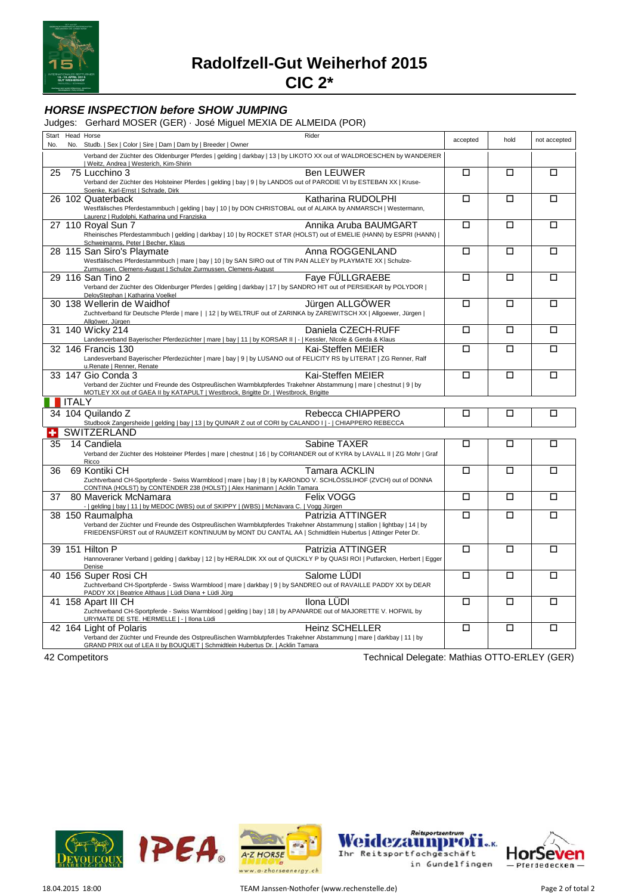# Radolfzell-Gut Weiherhof 2015

## CIC 2*

### *HORSE INSPECTION before SHOW JUMPING*

Judges: Gerhard MOSER (GER) · José Miguel MEXIA DE ALMEIDA (POR)

| Start No. | Head No. | Horse / Studb. \| Sex \| Color \| Sire \| Dam \| Dam by \| Breeder \| Owner | Rider | accepted | hold | not accepted |
|---|---|---|---|---|---|---|
| | | Verband der Züchter des Oldenburger Pferdes \| gelding \| darkbay \| 13 \| by LIKOTO XX out of WALDROESCHEN by WANDERER \| Weitz, Andrea \| Westerich, Kim-Shirin | | | | |
| 25 | 75 | Lucchino 3<br>Verband der Züchter des Holsteiner Pferdes \| gelding \| bay \| 9 \| by LANDOS out of PARODIE VI by ESTEBAN XX \| Kruse-Soenke, Karl-Ernst \| Schrade, Dirk | Ben LEUWER | ☐ | ☐ | ☐ |
| 26 | 102 | Quaterback<br>Westfälisches Pferdestammbuch \| gelding \| bay \| 10 \| by DON CHRISTOBAL out of ALAIKA by ANMARSCH \| Westermann, Laurenz \| Rudolphi, Katharina und Franziska | Katharina RUDOLPHI | ☐ | ☐ | ☐ |
| 27 | 110 | Royal Sun 7<br>Rheinisches Pferdestammbuch \| gelding \| darkbay \| 10 \| by ROCKET STAR (HOLST) out of EMELIE (HANN) by ESPRI (HANN) \| Schweimanns, Peter \| Becher, Klaus | Annika Aruba BAUMGART | ☐ | ☐ | ☐ |
| 28 | 115 | San Siro's Playmate<br>Westfälisches Pferdestammbuch \| mare \| bay \| 10 \| by SAN SIRO out of TIN PAN ALLEY by PLAYMATE XX \| Schulze-Zurmussen, Clemens-August \| Schulze Zurmussen, Clemens-August | Anna ROGGENLAND | ☐ | ☐ | ☐ |
| 29 | 116 | San Tino 2<br>Verband der Züchter des Oldenburger Pferdes \| gelding \| darkbay \| 17 \| by SANDRO HIT out of PERSIEKAR by POLYDOR \| DeloyStephan \| Katharina Voelkel | Faye FÜLLGRAEBE | ☐ | ☐ | ☐ |
| 30 | 138 | Wellerin de Waidhof<br>Zuchtverband für Deutsche Pferde \| mare \| \| 12 \| by WELTRUF out of ZARINKA by ZAREWITSCH XX \| Allgoewer, Jürgen \| Allgöwer, Jürgen | Jürgen ALLGÖWER | ☐ | ☐ | ☐ |
| 31 | 140 | Wicky 214<br>Landesverband Bayerischer Pferdezüchter \| mare \| bay \| 11 \| by KORSAR II \| - \| Kessler, NIcole & Gerda & Klaus | Daniela CZECH-RUFF | ☐ | ☐ | ☐ |
| 32 | 146 | Francis 130<br>Landesverband Bayerischer Pferdezüchter \| mare \| bay \| 9 \| by LUSANO out of FELICITY RS by LITERAT \| ZG Renner, Ralf u.Renate \| Renner, Renate | Kai-Steffen MEIER | ☐ | ☐ | ☐ |
| 33 | 147 | Gio Conda 3<br>Verband der Züchter und Freunde des Ostpreußischen Warmblutpferdes Trakehner Abstammung \| mare \| chestnut \| 9 \| by MOTLEY XX out of GAEA II by KATAPULT \| Westbrock, Brigitte Dr. \| Westbrock, Brigitte | Kai-Steffen MEIER | ☐ | ☐ | ☐ |
| **ITALY** | | | | | | |
| 34 | 104 | Quilando Z<br>Studbook Zangersheide \| gelding \| bay \| 13 \| by QUINAR Z out of CORI by CALANDO I \| - \| CHIAPPERO REBECCA | Rebecca CHIAPPERO | ☐ | ☐ | ☐ |
| **SWITZERLAND** | | | | | | |
| 35 | 14 | Candiela<br>Verband der Züchter des Holsteiner Pferdes \| mare \| chestnut \| 16 \| by CORIANDER out of KYRA by LAVALL II \| ZG Mohr \| Graf Ricco | Sabine TAXER | ☐ | ☐ | ☐ |
| 36 | 69 | Kontiki CH<br>Zuchtverband CH-Sportpferde - Swiss Warmblood \| mare \| bay \| 8 \| by KARONDO V. SCHLÖSSLIHOF (ZVCH) out of DONNA CONTINA (HOLST) by CONTENDER 238 (HOLST) \| Alex Hanimann \| Acklin Tamara | Tamara ACKLIN | ☐ | ☐ | ☐ |
| 37 | 80 | Maverick McNamara<br>- \| gelding \| bay \| 11 \| by MEDOC (WBS) out of SKIPPY \| (WBS) \| McNavara C. \| Vogg Jürgen | Felix VOGG | ☐ | ☐ | ☐ |
| 38 | 150 | Raumalpha<br>Verband der Züchter und Freunde des Ostpreußischen Warmblutpferdes Trakehner Abstammung \| stallion \| lightbay \| 14 \| by FRIEDENSFÜRST out of RAUMZEIT KONTINUUM by MONT DU CANTAL AA \| Schmidtlein Hubertus \| Attinger Peter Dr. | Patrizia ATTINGER | ☐ | ☐ | ☐ |
| 39 | 151 | Hilton P<br>Hannoveraner Verband \| gelding \| darkbay \| 12 \| by HERALDIK XX out of QUICKLY P by QUASI ROI \| Putfarcken, Herbert \| Egger Denise | Patrizia ATTINGER | ☐ | ☐ | ☐ |
| 40 | 156 | Super Rosi CH<br>Zuchtverband CH-Sportpferde - Swiss Warmblood \| mare \| darkbay \| 9 \| by SANDREO out of RAVAILLE PADDY XX by DEAR PADDY XX \| Beatrice Althaus \| Lüdi Diana + Lüdi Jürg | Salome LÜDI | ☐ | ☐ | ☐ |
| 41 | 158 | Apart III CH<br>Zuchtverband CH-Sportpferde - Swiss Warmblood \| gelding \| bay \| 18 \| by APANARDE out of MAJORETTE V. HOFWIL by URYMATE DE STE. HERMELLE \| - \| Ilona Lüdi | Ilona LÜDI | ☐ | ☐ | ☐ |
| 42 | 164 | Light of Polaris<br>Verband der Züchter und Freunde des Ostpreußischen Warmblutpferdes Trakehner Abstammung \| mare \| darkbay \| 11 \| by GRAND PRIX out of LEA II by BOUQUET \| Schmidtlein Hubertus Dr. \| Acklin Tamara | Heinz SCHELLER | ☐ | ☐ | ☐ |

42 Competitors

Technical Delegate: Mathias OTTO-ERLEY (GER)

18.04.2015 18:00 — TEAM Janssen-Nothofer (www.rechenstelle.de)